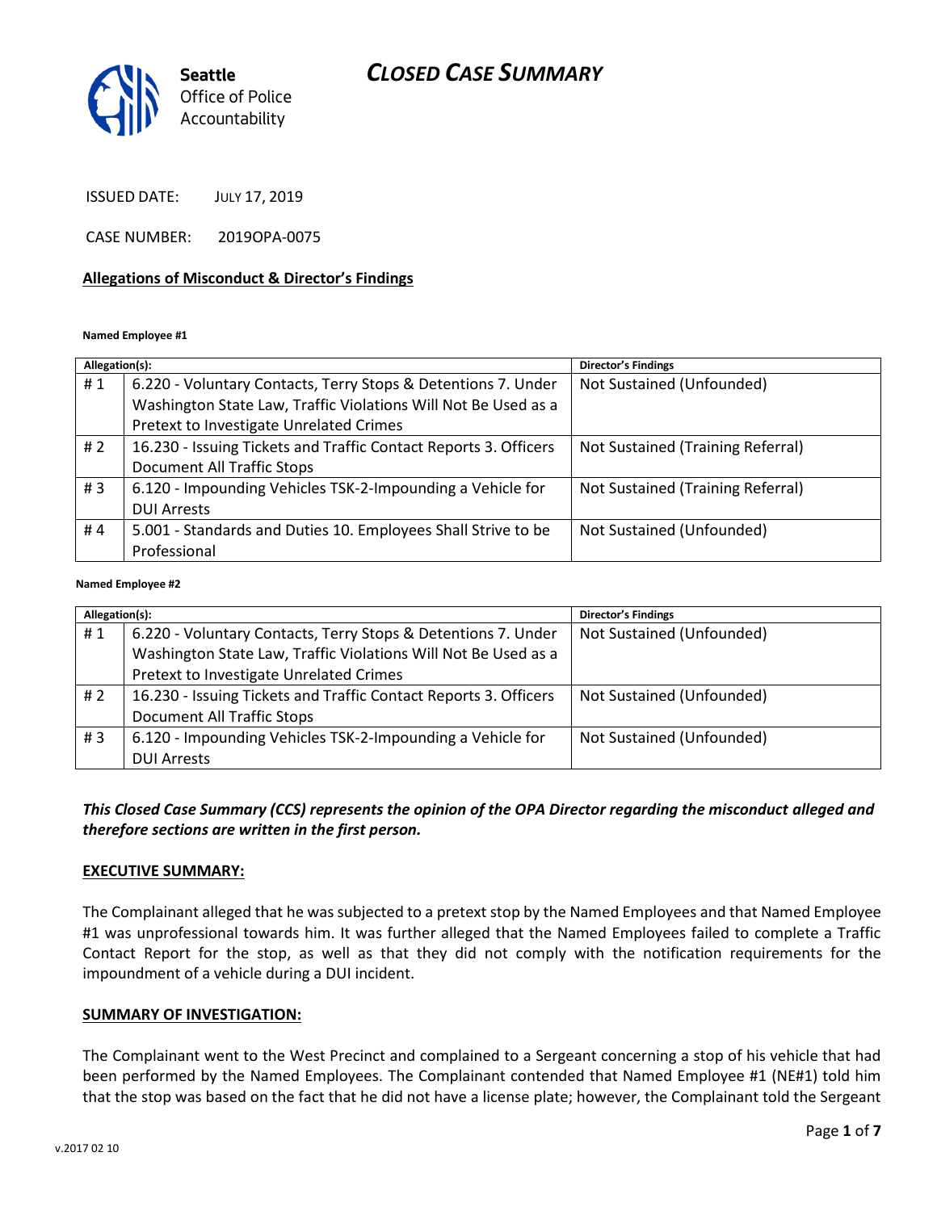Seattle Office of Police Accountability

# CLOSED CASE SUMMARY

ISSUED DATE: JULY 17, 2019

CASE NUMBER: 2019OPA-0075

**Allegations of Misconduct & Director's Findings**

**Named Employee #1**

| Allegation(s): | | Director's Findings |
|---|---|---|
| # 1 | 6.220 - Voluntary Contacts, Terry Stops & Detentions 7. Under Washington State Law, Traffic Violations Will Not Be Used as a Pretext to Investigate Unrelated Crimes | Not Sustained (Unfounded) |
| # 2 | 16.230 - Issuing Tickets and Traffic Contact Reports 3. Officers Document All Traffic Stops | Not Sustained (Training Referral) |
| # 3 | 6.120 - Impounding Vehicles TSK-2-Impounding a Vehicle for DUI Arrests | Not Sustained (Training Referral) |
| # 4 | 5.001 - Standards and Duties 10. Employees Shall Strive to be Professional | Not Sustained (Unfounded) |

**Named Employee #2**

| Allegation(s): | | Director's Findings |
|---|---|---|
| # 1 | 6.220 - Voluntary Contacts, Terry Stops & Detentions 7. Under Washington State Law, Traffic Violations Will Not Be Used as a Pretext to Investigate Unrelated Crimes | Not Sustained (Unfounded) |
| # 2 | 16.230 - Issuing Tickets and Traffic Contact Reports 3. Officers Document All Traffic Stops | Not Sustained (Unfounded) |
| # 3 | 6.120 - Impounding Vehicles TSK-2-Impounding a Vehicle for DUI Arrests | Not Sustained (Unfounded) |

***This Closed Case Summary (CCS) represents the opinion of the OPA Director regarding the misconduct alleged and therefore sections are written in the first person.***

**EXECUTIVE SUMMARY:**

The Complainant alleged that he was subjected to a pretext stop by the Named Employees and that Named Employee #1 was unprofessional towards him. It was further alleged that the Named Employees failed to complete a Traffic Contact Report for the stop, as well as that they did not comply with the notification requirements for the impoundment of a vehicle during a DUI incident.

**SUMMARY OF INVESTIGATION:**

The Complainant went to the West Precinct and complained to a Sergeant concerning a stop of his vehicle that had been performed by the Named Employees. The Complainant contended that Named Employee #1 (NE#1) told him that the stop was based on the fact that he did not have a license plate; however, the Complainant told the Sergeant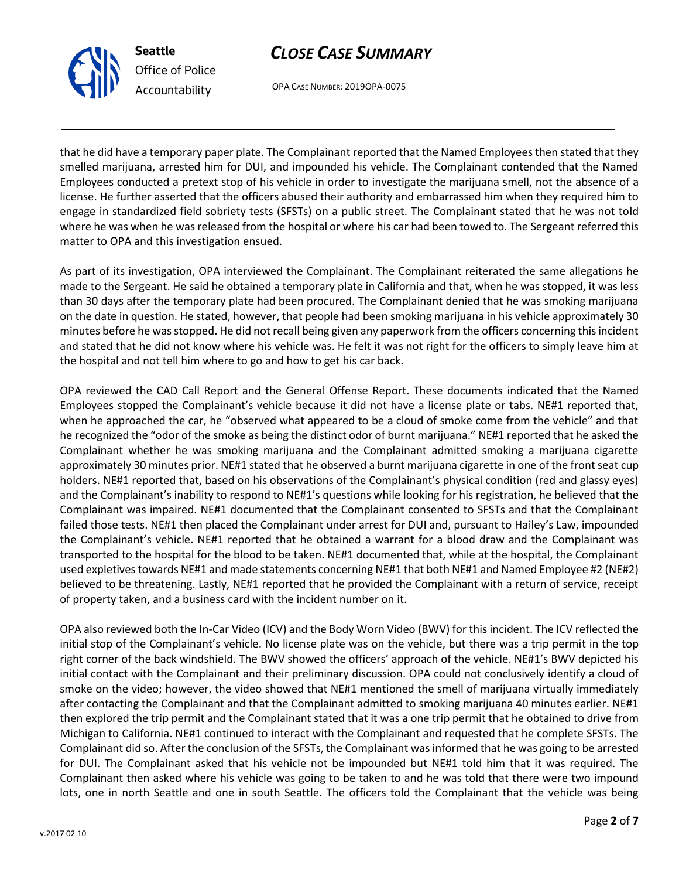that he did have a temporary paper plate. The Complainant reported that the Named Employees then stated that they smelled marijuana, arrested him for DUI, and impounded his vehicle. The Complainant contended that the Named Employees conducted a pretext stop of his vehicle in order to investigate the marijuana smell, not the absence of a license. He further asserted that the officers abused their authority and embarrassed him when they required him to engage in standardized field sobriety tests (SFSTs) on a public street. The Complainant stated that he was not told where he was when he was released from the hospital or where his car had been towed to. The Sergeant referred this matter to OPA and this investigation ensued.

As part of its investigation, OPA interviewed the Complainant. The Complainant reiterated the same allegations he made to the Sergeant. He said he obtained a temporary plate in California and that, when he was stopped, it was less than 30 days after the temporary plate had been procured. The Complainant denied that he was smoking marijuana on the date in question. He stated, however, that people had been smoking marijuana in his vehicle approximately 30 minutes before he was stopped. He did not recall being given any paperwork from the officers concerning this incident and stated that he did not know where his vehicle was. He felt it was not right for the officers to simply leave him at the hospital and not tell him where to go and how to get his car back.

OPA reviewed the CAD Call Report and the General Offense Report. These documents indicated that the Named Employees stopped the Complainant's vehicle because it did not have a license plate or tabs. NE#1 reported that, when he approached the car, he "observed what appeared to be a cloud of smoke come from the vehicle" and that he recognized the "odor of the smoke as being the distinct odor of burnt marijuana." NE#1 reported that he asked the Complainant whether he was smoking marijuana and the Complainant admitted smoking a marijuana cigarette approximately 30 minutes prior. NE#1 stated that he observed a burnt marijuana cigarette in one of the front seat cup holders. NE#1 reported that, based on his observations of the Complainant's physical condition (red and glassy eyes) and the Complainant's inability to respond to NE#1's questions while looking for his registration, he believed that the Complainant was impaired. NE#1 documented that the Complainant consented to SFSTs and that the Complainant failed those tests. NE#1 then placed the Complainant under arrest for DUI and, pursuant to Hailey's Law, impounded the Complainant's vehicle. NE#1 reported that he obtained a warrant for a blood draw and the Complainant was transported to the hospital for the blood to be taken. NE#1 documented that, while at the hospital, the Complainant used expletives towards NE#1 and made statements concerning NE#1 that both NE#1 and Named Employee #2 (NE#2) believed to be threatening. Lastly, NE#1 reported that he provided the Complainant with a return of service, receipt of property taken, and a business card with the incident number on it.

OPA also reviewed both the In-Car Video (ICV) and the Body Worn Video (BWV) for this incident. The ICV reflected the initial stop of the Complainant's vehicle. No license plate was on the vehicle, but there was a trip permit in the top right corner of the back windshield. The BWV showed the officers' approach of the vehicle. NE#1's BWV depicted his initial contact with the Complainant and their preliminary discussion. OPA could not conclusively identify a cloud of smoke on the video; however, the video showed that NE#1 mentioned the smell of marijuana virtually immediately after contacting the Complainant and that the Complainant admitted to smoking marijuana 40 minutes earlier. NE#1 then explored the trip permit and the Complainant stated that it was a one trip permit that he obtained to drive from Michigan to California. NE#1 continued to interact with the Complainant and requested that he complete SFSTs. The Complainant did so. After the conclusion of the SFSTs, the Complainant was informed that he was going to be arrested for DUI. The Complainant asked that his vehicle not be impounded but NE#1 told him that it was required. The Complainant then asked where his vehicle was going to be taken to and he was told that there were two impound lots, one in north Seattle and one in south Seattle. The officers told the Complainant that the vehicle was being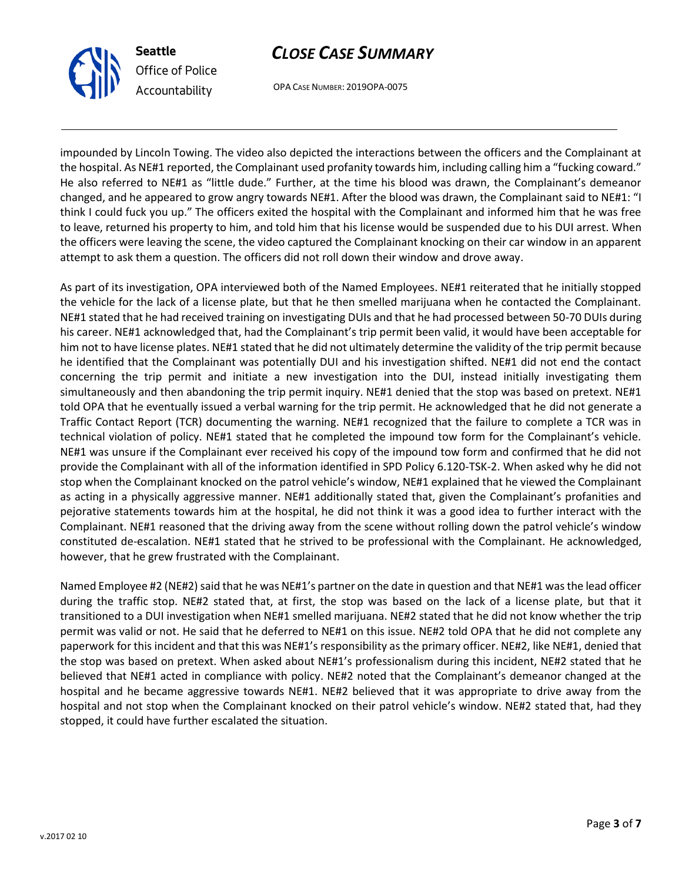impounded by Lincoln Towing. The video also depicted the interactions between the officers and the Complainant at the hospital. As NE#1 reported, the Complainant used profanity towards him, including calling him a "fucking coward." He also referred to NE#1 as "little dude." Further, at the time his blood was drawn, the Complainant's demeanor changed, and he appeared to grow angry towards NE#1. After the blood was drawn, the Complainant said to NE#1: "I think I could fuck you up." The officers exited the hospital with the Complainant and informed him that he was free to leave, returned his property to him, and told him that his license would be suspended due to his DUI arrest. When the officers were leaving the scene, the video captured the Complainant knocking on their car window in an apparent attempt to ask them a question. The officers did not roll down their window and drove away.

As part of its investigation, OPA interviewed both of the Named Employees. NE#1 reiterated that he initially stopped the vehicle for the lack of a license plate, but that he then smelled marijuana when he contacted the Complainant. NE#1 stated that he had received training on investigating DUIs and that he had processed between 50-70 DUIs during his career. NE#1 acknowledged that, had the Complainant's trip permit been valid, it would have been acceptable for him not to have license plates. NE#1 stated that he did not ultimately determine the validity of the trip permit because he identified that the Complainant was potentially DUI and his investigation shifted. NE#1 did not end the contact concerning the trip permit and initiate a new investigation into the DUI, instead initially investigating them simultaneously and then abandoning the trip permit inquiry. NE#1 denied that the stop was based on pretext. NE#1 told OPA that he eventually issued a verbal warning for the trip permit. He acknowledged that he did not generate a Traffic Contact Report (TCR) documenting the warning. NE#1 recognized that the failure to complete a TCR was in technical violation of policy. NE#1 stated that he completed the impound tow form for the Complainant's vehicle. NE#1 was unsure if the Complainant ever received his copy of the impound tow form and confirmed that he did not provide the Complainant with all of the information identified in SPD Policy 6.120-TSK-2. When asked why he did not stop when the Complainant knocked on the patrol vehicle's window, NE#1 explained that he viewed the Complainant as acting in a physically aggressive manner. NE#1 additionally stated that, given the Complainant's profanities and pejorative statements towards him at the hospital, he did not think it was a good idea to further interact with the Complainant. NE#1 reasoned that the driving away from the scene without rolling down the patrol vehicle's window constituted de-escalation. NE#1 stated that he strived to be professional with the Complainant. He acknowledged, however, that he grew frustrated with the Complainant.

Named Employee #2 (NE#2) said that he was NE#1's partner on the date in question and that NE#1 was the lead officer during the traffic stop. NE#2 stated that, at first, the stop was based on the lack of a license plate, but that it transitioned to a DUI investigation when NE#1 smelled marijuana. NE#2 stated that he did not know whether the trip permit was valid or not. He said that he deferred to NE#1 on this issue. NE#2 told OPA that he did not complete any paperwork for this incident and that this was NE#1's responsibility as the primary officer. NE#2, like NE#1, denied that the stop was based on pretext. When asked about NE#1's professionalism during this incident, NE#2 stated that he believed that NE#1 acted in compliance with policy. NE#2 noted that the Complainant's demeanor changed at the hospital and he became aggressive towards NE#1. NE#2 believed that it was appropriate to drive away from the hospital and not stop when the Complainant knocked on their patrol vehicle's window. NE#2 stated that, had they stopped, it could have further escalated the situation.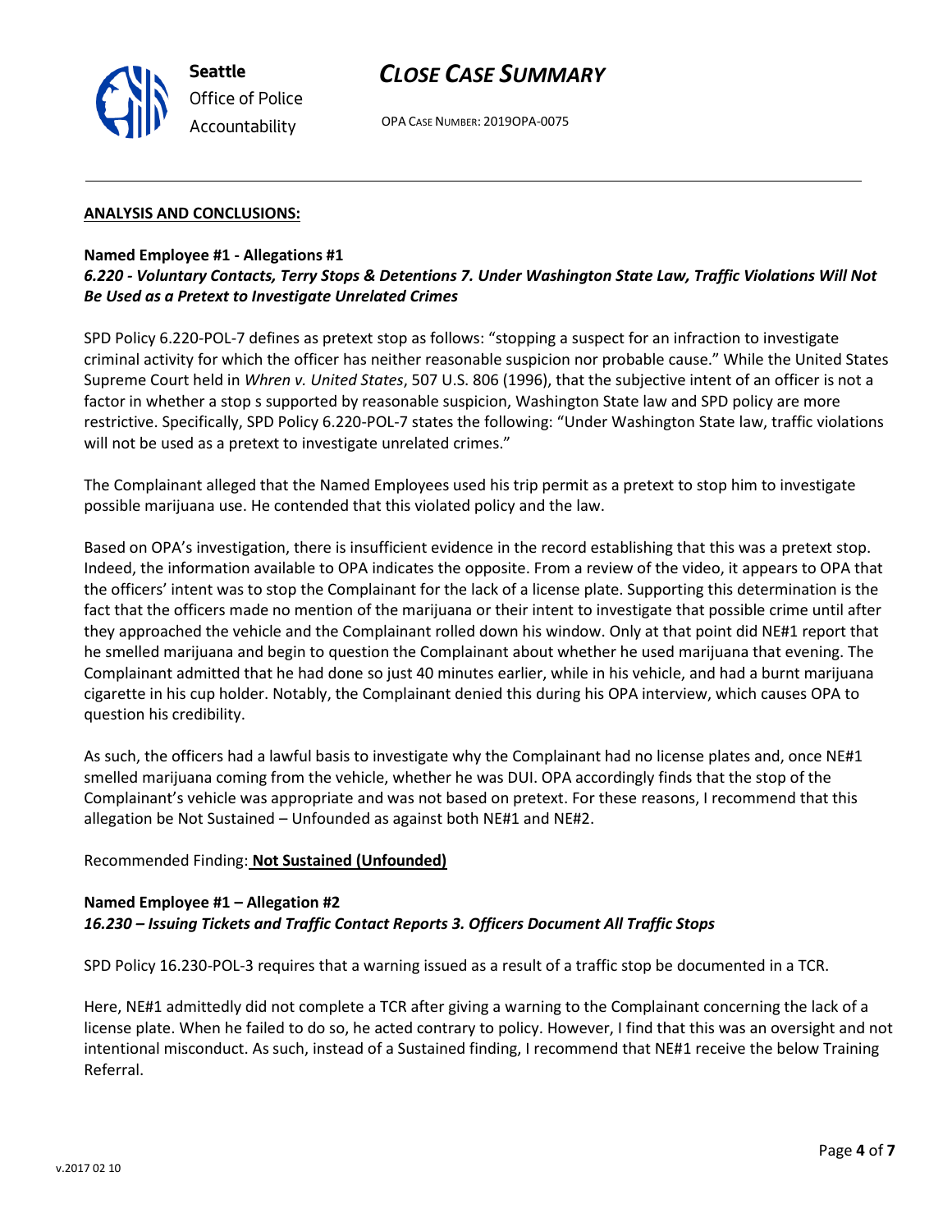**ANALYSIS AND CONCLUSIONS:**

**Named Employee #1 - Allegations #1**
***6.220 - Voluntary Contacts, Terry Stops & Detentions 7. Under Washington State Law, Traffic Violations Will Not Be Used as a Pretext to Investigate Unrelated Crimes***

SPD Policy 6.220-POL-7 defines as pretext stop as follows: "stopping a suspect for an infraction to investigate criminal activity for which the officer has neither reasonable suspicion nor probable cause." While the United States Supreme Court held in *Whren v. United States*, 507 U.S. 806 (1996), that the subjective intent of an officer is not a factor in whether a stop s supported by reasonable suspicion, Washington State law and SPD policy are more restrictive. Specifically, SPD Policy 6.220-POL-7 states the following: "Under Washington State law, traffic violations will not be used as a pretext to investigate unrelated crimes."

The Complainant alleged that the Named Employees used his trip permit as a pretext to stop him to investigate possible marijuana use. He contended that this violated policy and the law.

Based on OPA's investigation, there is insufficient evidence in the record establishing that this was a pretext stop. Indeed, the information available to OPA indicates the opposite. From a review of the video, it appears to OPA that the officers' intent was to stop the Complainant for the lack of a license plate. Supporting this determination is the fact that the officers made no mention of the marijuana or their intent to investigate that possible crime until after they approached the vehicle and the Complainant rolled down his window. Only at that point did NE#1 report that he smelled marijuana and begin to question the Complainant about whether he used marijuana that evening. The Complainant admitted that he had done so just 40 minutes earlier, while in his vehicle, and had a burnt marijuana cigarette in his cup holder. Notably, the Complainant denied this during his OPA interview, which causes OPA to question his credibility.

As such, the officers had a lawful basis to investigate why the Complainant had no license plates and, once NE#1 smelled marijuana coming from the vehicle, whether he was DUI. OPA accordingly finds that the stop of the Complainant's vehicle was appropriate and was not based on pretext. For these reasons, I recommend that this allegation be Not Sustained – Unfounded as against both NE#1 and NE#2.

Recommended Finding: **Not Sustained (Unfounded)**

**Named Employee #1 – Allegation #2**
***16.230 – Issuing Tickets and Traffic Contact Reports 3. Officers Document All Traffic Stops***

SPD Policy 16.230-POL-3 requires that a warning issued as a result of a traffic stop be documented in a TCR.

Here, NE#1 admittedly did not complete a TCR after giving a warning to the Complainant concerning the lack of a license plate. When he failed to do so, he acted contrary to policy. However, I find that this was an oversight and not intentional misconduct. As such, instead of a Sustained finding, I recommend that NE#1 receive the below Training Referral.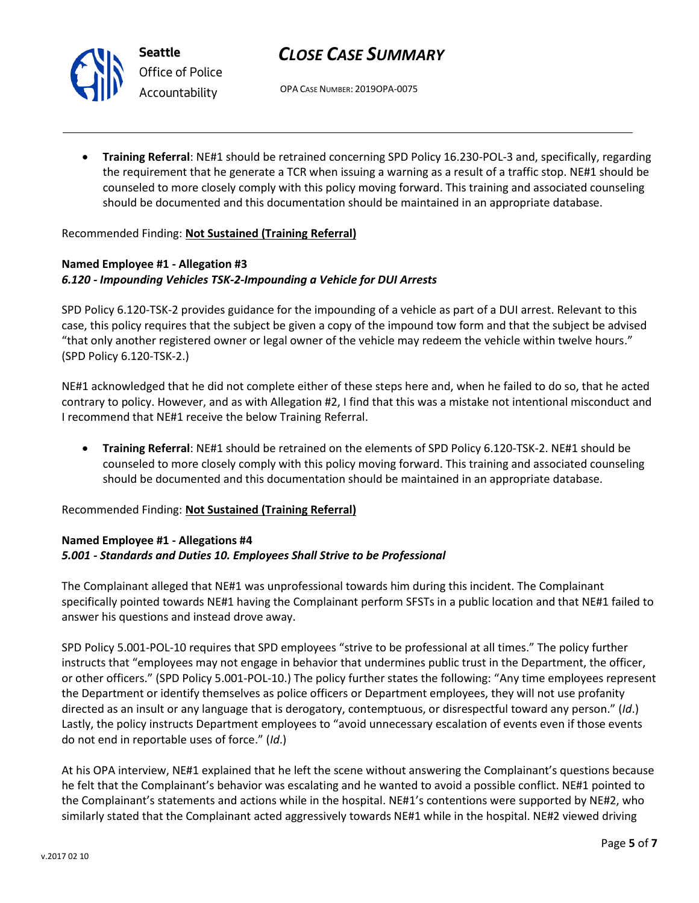- **Training Referral**: NE#1 should be retrained concerning SPD Policy 16.230-POL-3 and, specifically, regarding the requirement that he generate a TCR when issuing a warning as a result of a traffic stop. NE#1 should be counseled to more closely comply with this policy moving forward. This training and associated counseling should be documented and this documentation should be maintained in an appropriate database.

Recommended Finding: **Not Sustained (Training Referral)**

**Named Employee #1 - Allegation #3**
***6.120 - Impounding Vehicles TSK-2-Impounding a Vehicle for DUI Arrests***

SPD Policy 6.120-TSK-2 provides guidance for the impounding of a vehicle as part of a DUI arrest. Relevant to this case, this policy requires that the subject be given a copy of the impound tow form and that the subject be advised "that only another registered owner or legal owner of the vehicle may redeem the vehicle within twelve hours." (SPD Policy 6.120-TSK-2.)

NE#1 acknowledged that he did not complete either of these steps here and, when he failed to do so, that he acted contrary to policy. However, and as with Allegation #2, I find that this was a mistake not intentional misconduct and I recommend that NE#1 receive the below Training Referral.

- **Training Referral**: NE#1 should be retrained on the elements of SPD Policy 6.120-TSK-2. NE#1 should be counseled to more closely comply with this policy moving forward. This training and associated counseling should be documented and this documentation should be maintained in an appropriate database.

Recommended Finding: **Not Sustained (Training Referral)**

**Named Employee #1 - Allegations #4**
***5.001 - Standards and Duties 10. Employees Shall Strive to be Professional***

The Complainant alleged that NE#1 was unprofessional towards him during this incident. The Complainant specifically pointed towards NE#1 having the Complainant perform SFSTs in a public location and that NE#1 failed to answer his questions and instead drove away.

SPD Policy 5.001-POL-10 requires that SPD employees "strive to be professional at all times." The policy further instructs that "employees may not engage in behavior that undermines public trust in the Department, the officer, or other officers." (SPD Policy 5.001-POL-10.) The policy further states the following: "Any time employees represent the Department or identify themselves as police officers or Department employees, they will not use profanity directed as an insult or any language that is derogatory, contemptuous, or disrespectful toward any person." (*Id*.) Lastly, the policy instructs Department employees to "avoid unnecessary escalation of events even if those events do not end in reportable uses of force." (*Id*.)

At his OPA interview, NE#1 explained that he left the scene without answering the Complainant's questions because he felt that the Complainant's behavior was escalating and he wanted to avoid a possible conflict. NE#1 pointed to the Complainant's statements and actions while in the hospital. NE#1's contentions were supported by NE#2, who similarly stated that the Complainant acted aggressively towards NE#1 while in the hospital. NE#2 viewed driving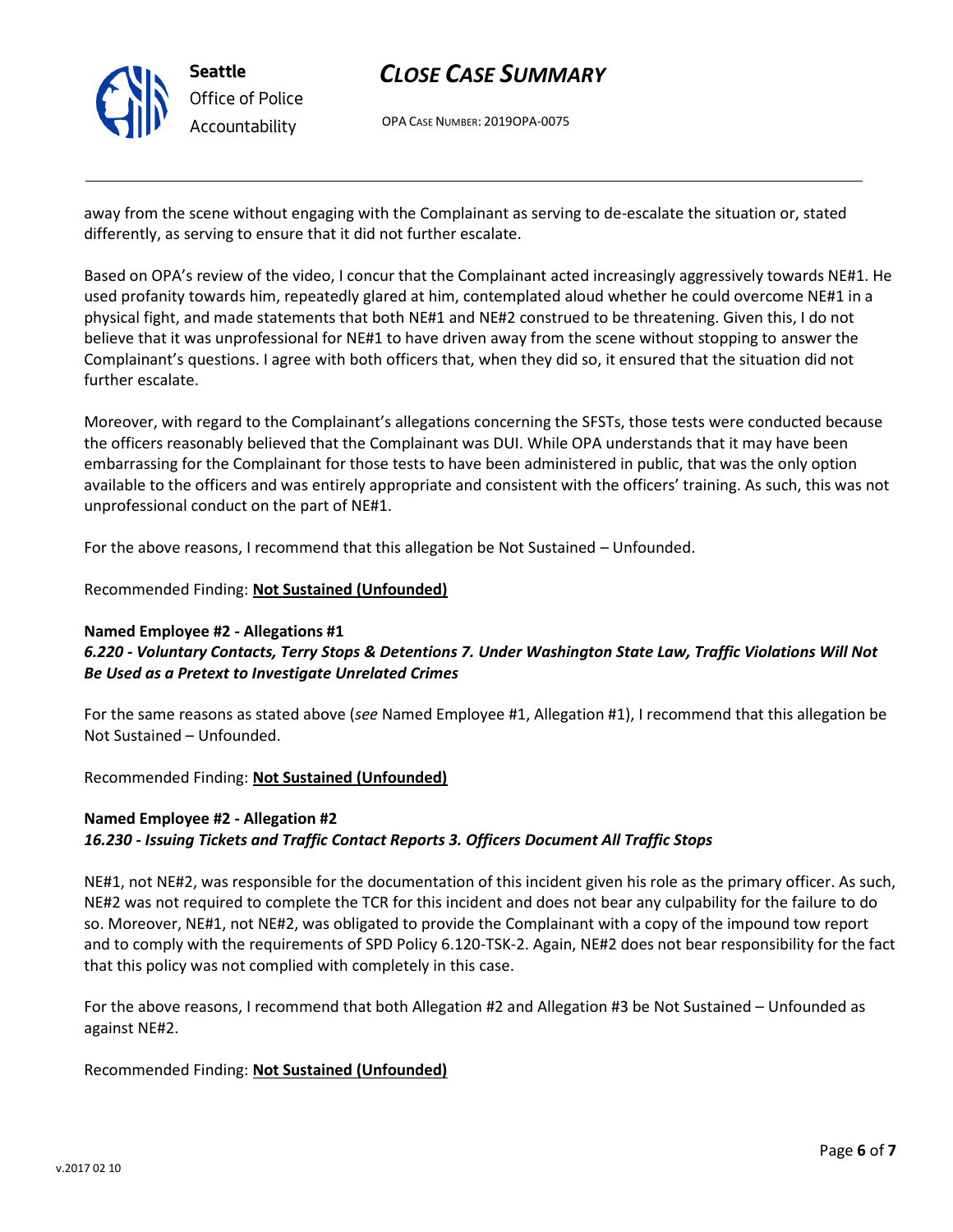away from the scene without engaging with the Complainant as serving to de-escalate the situation or, stated differently, as serving to ensure that it did not further escalate.

Based on OPA's review of the video, I concur that the Complainant acted increasingly aggressively towards NE#1. He used profanity towards him, repeatedly glared at him, contemplated aloud whether he could overcome NE#1 in a physical fight, and made statements that both NE#1 and NE#2 construed to be threatening. Given this, I do not believe that it was unprofessional for NE#1 to have driven away from the scene without stopping to answer the Complainant's questions. I agree with both officers that, when they did so, it ensured that the situation did not further escalate.

Moreover, with regard to the Complainant's allegations concerning the SFSTs, those tests were conducted because the officers reasonably believed that the Complainant was DUI. While OPA understands that it may have been embarrassing for the Complainant for those tests to have been administered in public, that was the only option available to the officers and was entirely appropriate and consistent with the officers' training. As such, this was not unprofessional conduct on the part of NE#1.

For the above reasons, I recommend that this allegation be Not Sustained – Unfounded.

Recommended Finding: **Not Sustained (Unfounded)**

**Named Employee #2 - Allegations #1**
***6.220 - Voluntary Contacts, Terry Stops & Detentions 7. Under Washington State Law, Traffic Violations Will Not Be Used as a Pretext to Investigate Unrelated Crimes***

For the same reasons as stated above (*see* Named Employee #1, Allegation #1), I recommend that this allegation be Not Sustained – Unfounded.

Recommended Finding: **Not Sustained (Unfounded)**

**Named Employee #2 - Allegation #2**
***16.230 - Issuing Tickets and Traffic Contact Reports 3. Officers Document All Traffic Stops***

NE#1, not NE#2, was responsible for the documentation of this incident given his role as the primary officer. As such, NE#2 was not required to complete the TCR for this incident and does not bear any culpability for the failure to do so. Moreover, NE#1, not NE#2, was obligated to provide the Complainant with a copy of the impound tow report and to comply with the requirements of SPD Policy 6.120-TSK-2. Again, NE#2 does not bear responsibility for the fact that this policy was not complied with completely in this case.

For the above reasons, I recommend that both Allegation #2 and Allegation #3 be Not Sustained – Unfounded as against NE#2.

Recommended Finding: **Not Sustained (Unfounded)**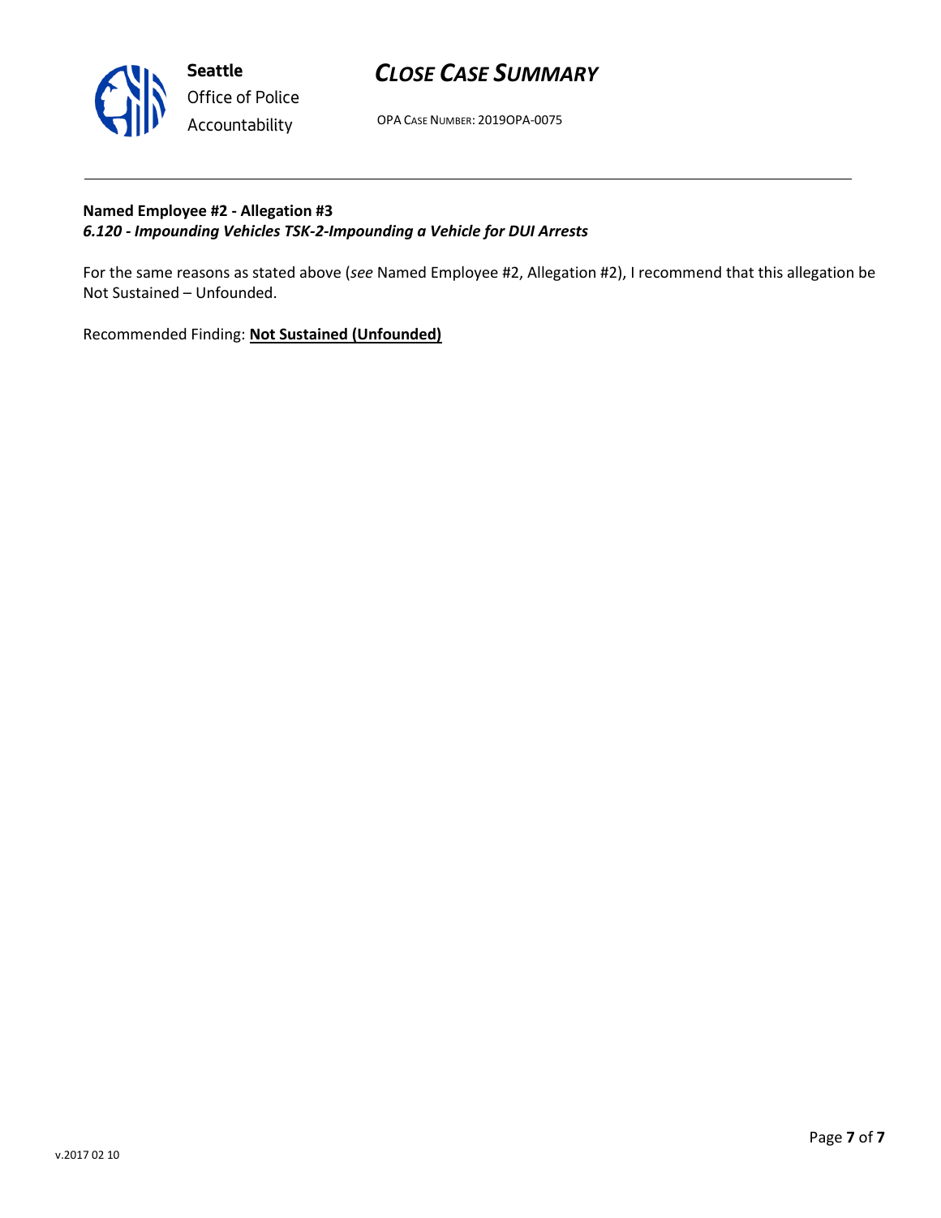**Named Employee #2 - Allegation #3**
***6.120 - Impounding Vehicles TSK-2-Impounding a Vehicle for DUI Arrests***

For the same reasons as stated above (*see* Named Employee #2, Allegation #2), I recommend that this allegation be Not Sustained – Unfounded.

Recommended Finding: **Not Sustained (Unfounded)**